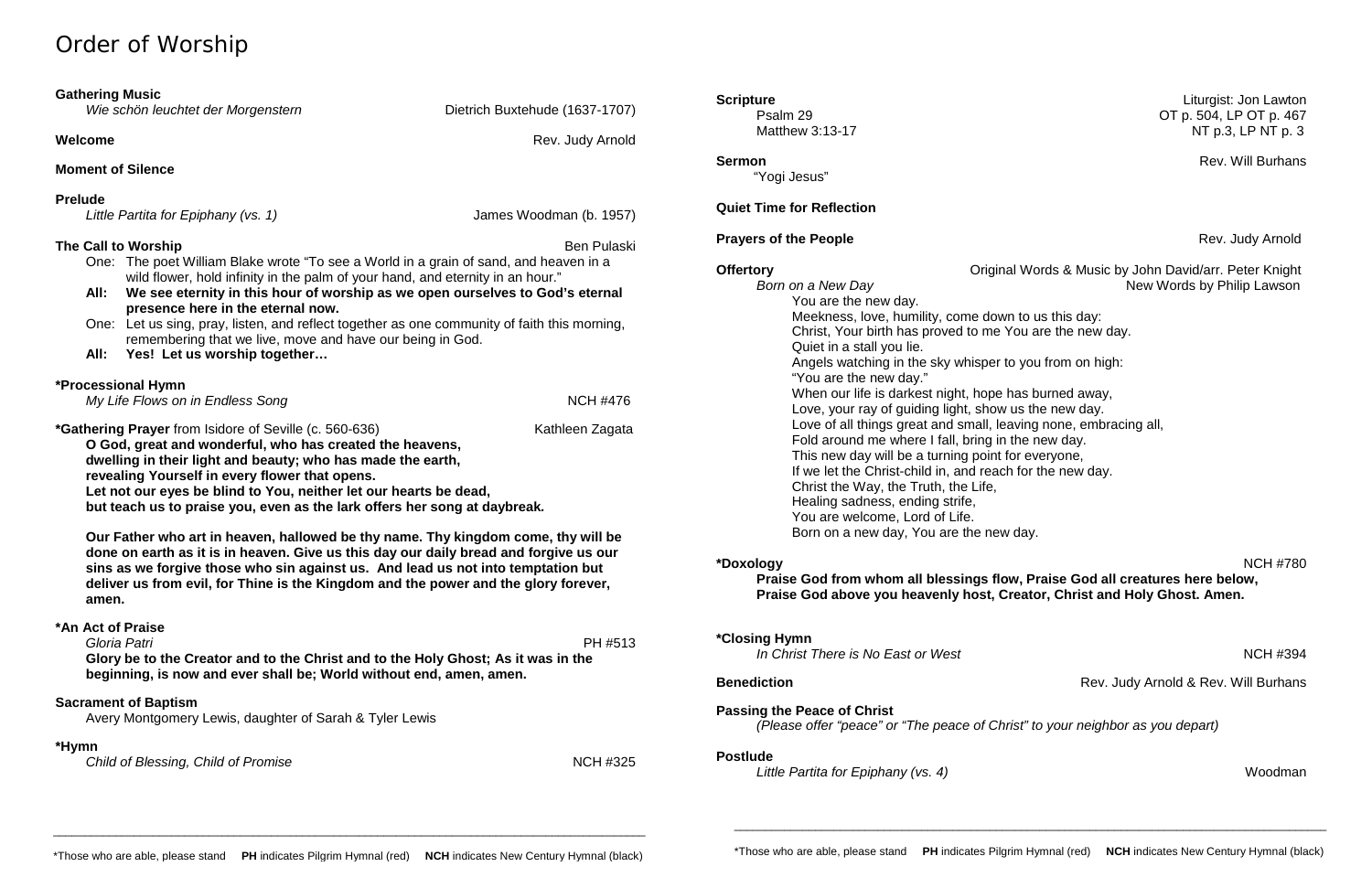# Order of Worship

**Gathering Music**
*Wie schön leuchtet der Morgenstern* — Dietrich Buxtehude (1637-1707)

**Welcome** — Rev. Judy Arnold

**Moment of Silence**

**Prelude**
*Little Partita for Epiphany (vs. 1)* — James Woodman (b. 1957)

**The Call to Worship** — Ben Pulaski

One: The poet William Blake wrote "To see a World in a grain of sand, and heaven in a wild flower, hold infinity in the palm of your hand, and eternity in an hour."

**All: We see eternity in this hour of worship as we open ourselves to God's eternal presence here in the eternal now.**

One: Let us sing, pray, listen, and reflect together as one community of faith this morning, remembering that we live, move and have our being in God.

**All: Yes! Let us worship together…**

**\*Processional Hymn**
*My Life Flows on in Endless Song* — NCH #476

**\*Gathering Prayer** from Isidore of Seville (c. 560-636) — Kathleen Zagata

**O God, great and wonderful, who has created the heavens,
dwelling in their light and beauty; who has made the earth,
revealing Yourself in every flower that opens.
Let not our eyes be blind to You, neither let our hearts be dead,
but teach us to praise you, even as the lark offers her song at daybreak.**

**Our Father who art in heaven, hallowed be thy name. Thy kingdom come, thy will be done on earth as it is in heaven. Give us this day our daily bread and forgive us our sins as we forgive those who sin against us. And lead us not into temptation but deliver us from evil, for Thine is the Kingdom and the power and the glory forever, amen.**

**\*An Act of Praise**
*Gloria Patri* — PH #513

**Glory be to the Creator and to the Christ and to the Holy Ghost; As it was in the beginning, is now and ever shall be; World without end, amen, amen.**

**Sacrament of Baptism**
Avery Montgomery Lewis, daughter of Sarah & Tyler Lewis

**\*Hymn**
*Child of Blessing, Child of Promise* — NCH #325

**Scripture** — Liturgist: Jon Lawton
Psalm 29 — OT p. 504, LP OT p. 467
Matthew 3:13-17 — NT p.3, LP NT p. 3

**Sermon** — Rev. Will Burhans
"Yogi Jesus"

**Quiet Time for Reflection**

**Prayers of the People** — Rev. Judy Arnold

**Offertory** — Original Words & Music by John David/arr. Peter Knight
*Born on a New Day* — New Words by Philip Lawson

You are the new day.
Meekness, love, humility, come down to us this day:
Christ, Your birth has proved to me You are the new day.
Quiet in a stall you lie.
Angels watching in the sky whisper to you from on high:
"You are the new day."
When our life is darkest night, hope has burned away,
Love, your ray of guiding light, show us the new day.
Love of all things great and small, leaving none, embracing all,
Fold around me where I fall, bring in the new day.
This new day will be a turning point for everyone,
If we let the Christ-child in, and reach for the new day.
Christ the Way, the Truth, the Life,
Healing sadness, ending strife,
You are welcome, Lord of Life.
Born on a new day, You are the new day.

**\*Doxology** — NCH #780

**Praise God from whom all blessings flow, Praise God all creatures here below,
Praise God above you heavenly host, Creator, Christ and Holy Ghost. Amen.**

**\*Closing Hymn**
*In Christ There is No East or West* — NCH #394

**Benediction** — Rev. Judy Arnold & Rev. Will Burhans

**Passing the Peace of Christ**
*(Please offer "peace" or "The peace of Christ" to your neighbor as you depart)*

**Postlude**
*Little Partita for Epiphany (vs. 4)* — Woodman

\*Those who are able, please stand **PH** indicates Pilgrim Hymnal (red) **NCH** indicates New Century Hymnal (black)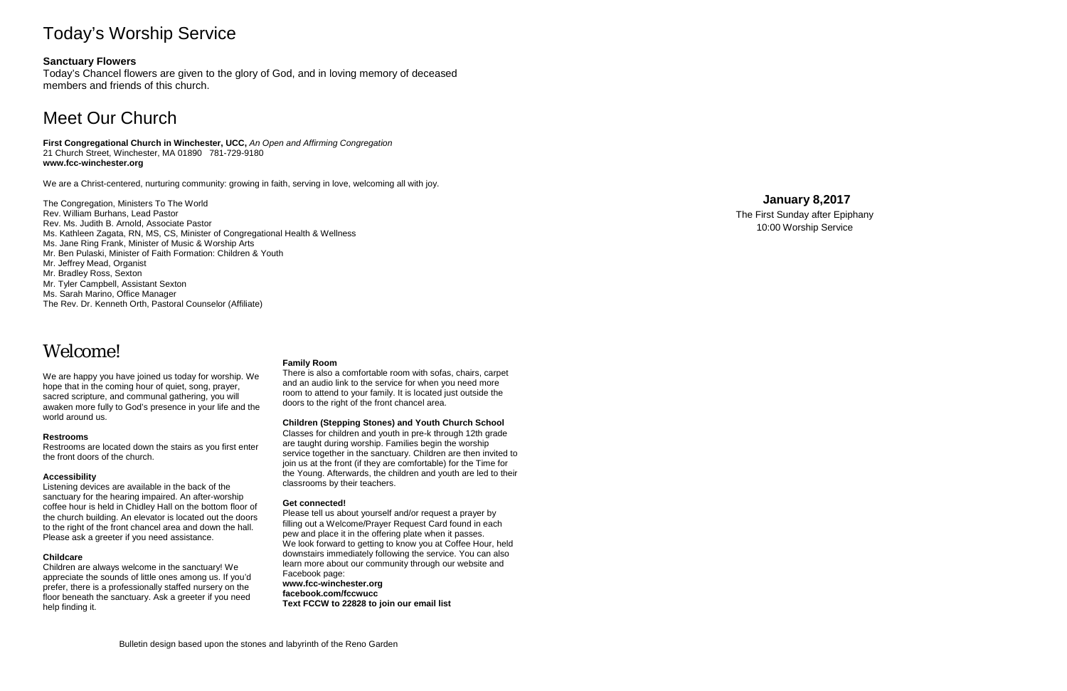# Today's Worship Service

**Sanctuary Flowers**

Today's Chancel flowers are given to the glory of God, and in loving memory of deceased members and friends of this church.

# Meet Our Church

**First Congregational Church in Winchester, UCC,** *An Open and Affirming Congregation*
21 Church Street, Winchester, MA 01890 781-729-9180
**www.fcc-winchester.org**

We are a Christ-centered, nurturing community: growing in faith, serving in love, welcoming all with joy.

The Congregation, Ministers To The World
Rev. William Burhans, Lead Pastor
Rev. Ms. Judith B. Arnold, Associate Pastor
Ms. Kathleen Zagata, RN, MS, CS, Minister of Congregational Health & Wellness
Ms. Jane Ring Frank, Minister of Music & Worship Arts
Mr. Ben Pulaski, Minister of Faith Formation: Children & Youth
Mr. Jeffrey Mead, Organist
Mr. Bradley Ross, Sexton
Mr. Tyler Campbell, Assistant Sexton
Ms. Sarah Marino, Office Manager
The Rev. Dr. Kenneth Orth, Pastoral Counselor (Affiliate)

# Welcome!

We are happy you have joined us today for worship. We hope that in the coming hour of quiet, song, prayer, sacred scripture, and communal gathering, you will awaken more fully to God's presence in your life and the world around us.

**Restrooms**

Restrooms are located down the stairs as you first enter the front doors of the church.

**Accessibility**

Listening devices are available in the back of the sanctuary for the hearing impaired. An after-worship coffee hour is held in Chidley Hall on the bottom floor of the church building. An elevator is located out the doors to the right of the front chancel area and down the hall. Please ask a greeter if you need assistance.

**Childcare**

Children are always welcome in the sanctuary! We appreciate the sounds of little ones among us. If you'd prefer, there is a professionally staffed nursery on the floor beneath the sanctuary. Ask a greeter if you need help finding it.

**Family Room**

There is also a comfortable room with sofas, chairs, carpet and an audio link to the service for when you need more room to attend to your family. It is located just outside the doors to the right of the front chancel area.

**Children (Stepping Stones) and Youth Church School**

Classes for children and youth in pre-k through 12th grade are taught during worship. Families begin the worship service together in the sanctuary. Children are then invited to join us at the front (if they are comfortable) for the Time for the Young. Afterwards, the children and youth are led to their classrooms by their teachers.

**Get connected!**

Please tell us about yourself and/or request a prayer by filling out a Welcome/Prayer Request Card found in each pew and place it in the offering plate when it passes. We look forward to getting to know you at Coffee Hour, held downstairs immediately following the service. You can also learn more about our community through our website and Facebook page:
**www.fcc-winchester.org**
**facebook.com/fccwucc**
**Text FCCW to 22828 to join our email list**

Bulletin design based upon the stones and labyrinth of the Reno Garden

**January 8,2017**

The First Sunday after Epiphany
10:00 Worship Service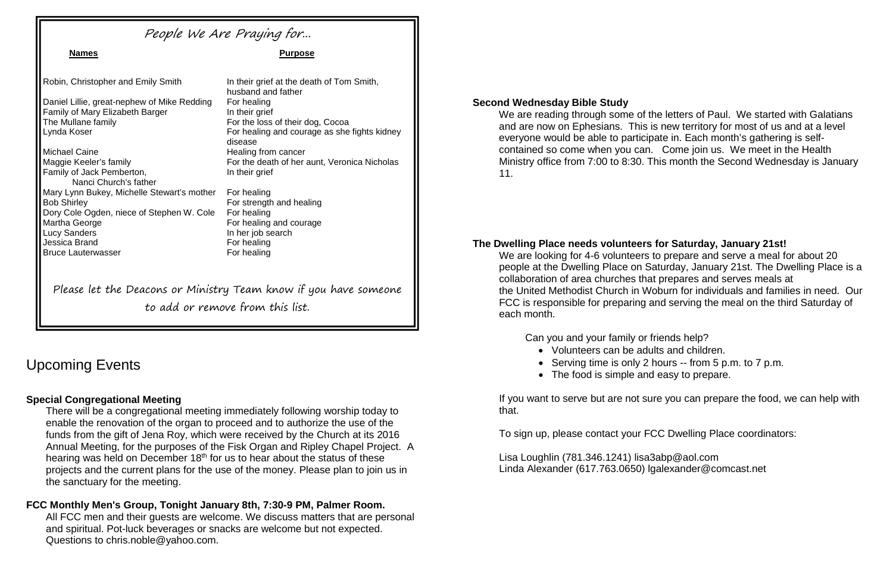## People We Are Praying for…

| Names | Purpose |
|---|---|
| Robin, Christopher and Emily Smith | In their grief at the death of Tom Smith, husband and father |
| Daniel Lillie, great-nephew of Mike Redding | For healing |
| Family of Mary Elizabeth Barger | In their grief |
| The Mullane family | For the loss of their dog, Cocoa |
| Lynda Koser | For healing and courage as she fights kidney disease |
| Michael Caine | Healing from cancer |
| Maggie Keeler's family | For the death of her aunt, Veronica Nicholas |
| Family of Jack Pemberton, Nanci Church's father | In their grief |
| Mary Lynn Bukey, Michelle Stewart's mother | For healing |
| Bob Shirley | For strength and healing |
| Dory Cole Ogden, niece of Stephen W. Cole | For healing |
| Martha George | For healing and courage |
| Lucy Sanders | In her job search |
| Jessica Brand | For healing |
| Bruce Lauterwasser | For healing |

Please let the Deacons or Ministry Team know if you have someone to add or remove from this list.

# Upcoming Events

**Special Congregational Meeting**

There will be a congregational meeting immediately following worship today to enable the renovation of the organ to proceed and to authorize the use of the funds from the gift of Jena Roy, which were received by the Church at its 2016 Annual Meeting, for the purposes of the Fisk Organ and Ripley Chapel Project. A hearing was held on December 18th for us to hear about the status of these projects and the current plans for the use of the money. Please plan to join us in the sanctuary for the meeting.

**FCC Monthly Men's Group, Tonight January 8th, 7:30-9 PM, Palmer Room.**

All FCC men and their guests are welcome. We discuss matters that are personal and spiritual. Pot-luck beverages or snacks are welcome but not expected. Questions to chris.noble@yahoo.com.

**Second Wednesday Bible Study**

We are reading through some of the letters of Paul. We started with Galatians and are now on Ephesians. This is new territory for most of us and at a level everyone would be able to participate in. Each month's gathering is self-contained so come when you can. Come join us. We meet in the Health Ministry office from 7:00 to 8:30. This month the Second Wednesday is January 11.

**The Dwelling Place needs volunteers for Saturday, January 21st!**

We are looking for 4-6 volunteers to prepare and serve a meal for about 20 people at the Dwelling Place on Saturday, January 21st. The Dwelling Place is a collaboration of area churches that prepares and serves meals at the United Methodist Church in Woburn for individuals and families in need. Our FCC is responsible for preparing and serving the meal on the third Saturday of each month.

Can you and your family or friends help?

- Volunteers can be adults and children.
- Serving time is only 2 hours -- from 5 p.m. to 7 p.m.
- The food is simple and easy to prepare.

If you want to serve but are not sure you can prepare the food, we can help with that.

To sign up, please contact your FCC Dwelling Place coordinators:

Lisa Loughlin (781.346.1241) lisa3abp@aol.com
Linda Alexander (617.763.0650) lgalexander@comcast.net